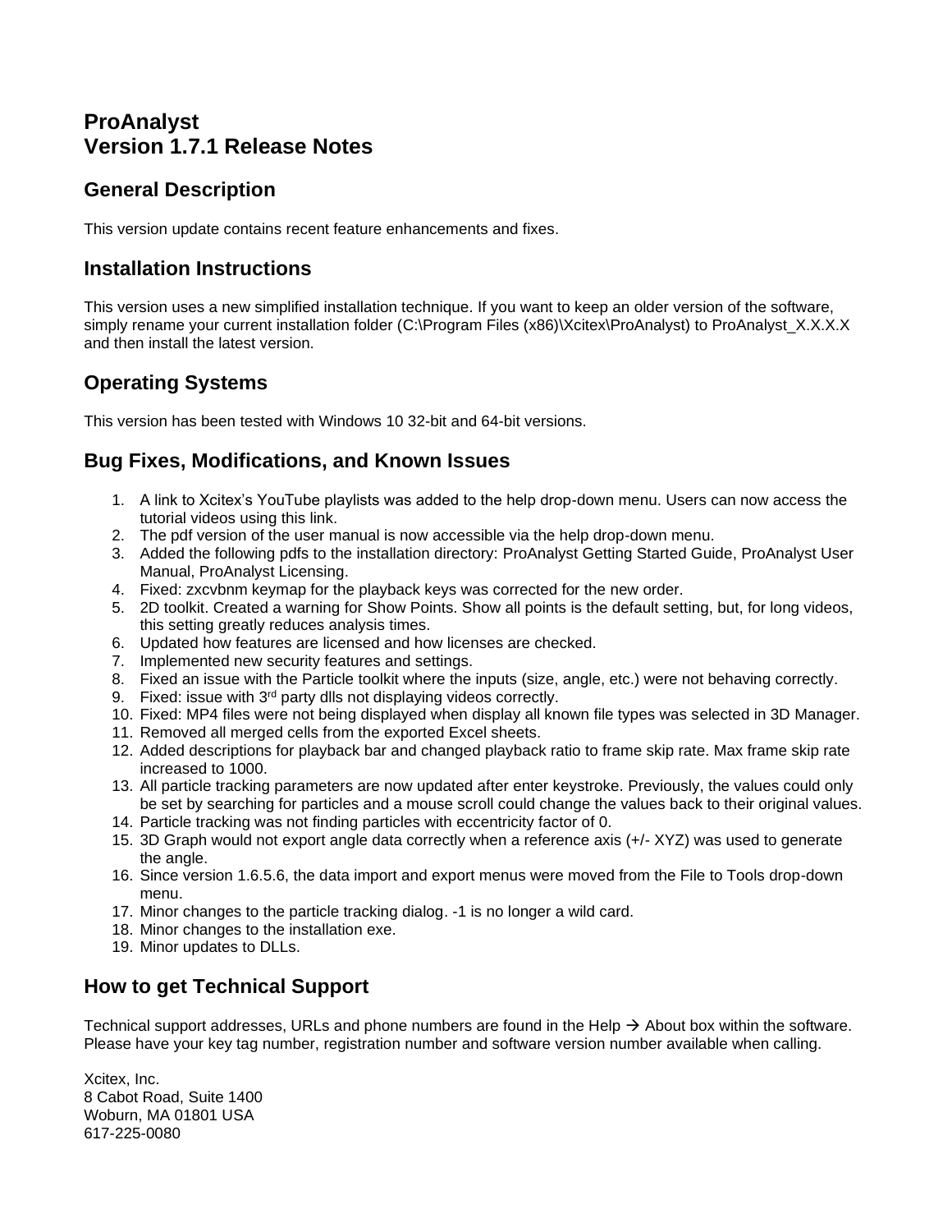# ProAnalyst
# Version 1.7.1 Release Notes

## General Description

This version update contains recent feature enhancements and fixes.

## Installation Instructions

This version uses a new simplified installation technique. If you want to keep an older version of the software, simply rename your current installation folder (C:\Program Files (x86)\Xcitex\ProAnalyst) to ProAnalyst_X.X.X.X and then install the latest version.

## Operating Systems

This version has been tested with Windows 10 32-bit and 64-bit versions.

## Bug Fixes, Modifications, and Known Issues

1. A link to Xcitex's YouTube playlists was added to the help drop-down menu. Users can now access the tutorial videos using this link.
2. The pdf version of the user manual is now accessible via the help drop-down menu.
3. Added the following pdfs to the installation directory: ProAnalyst Getting Started Guide, ProAnalyst User Manual, ProAnalyst Licensing.
4. Fixed: zxcvbnm keymap for the playback keys was corrected for the new order.
5. 2D toolkit. Created a warning for Show Points. Show all points is the default setting, but, for long videos, this setting greatly reduces analysis times.
6. Updated how features are licensed and how licenses are checked.
7. Implemented new security features and settings.
8. Fixed an issue with the Particle toolkit where the inputs (size, angle, etc.) were not behaving correctly.
9. Fixed: issue with 3rd party dlls not displaying videos correctly.
10. Fixed: MP4 files were not being displayed when display all known file types was selected in 3D Manager.
11. Removed all merged cells from the exported Excel sheets.
12. Added descriptions for playback bar and changed playback ratio to frame skip rate. Max frame skip rate increased to 1000.
13. All particle tracking parameters are now updated after enter keystroke. Previously, the values could only be set by searching for particles and a mouse scroll could change the values back to their original values.
14. Particle tracking was not finding particles with eccentricity factor of 0.
15. 3D Graph would not export angle data correctly when a reference axis (+/- XYZ) was used to generate the angle.
16. Since version 1.6.5.6, the data import and export menus were moved from the File to Tools drop-down menu.
17. Minor changes to the particle tracking dialog. -1 is no longer a wild card.
18. Minor changes to the installation exe.
19. Minor updates to DLLs.

## How to get Technical Support

Technical support addresses, URLs and phone numbers are found in the Help → About box within the software. Please have your key tag number, registration number and software version number available when calling.

Xcitex, Inc.
8 Cabot Road, Suite 1400
Woburn, MA 01801 USA
617-225-0080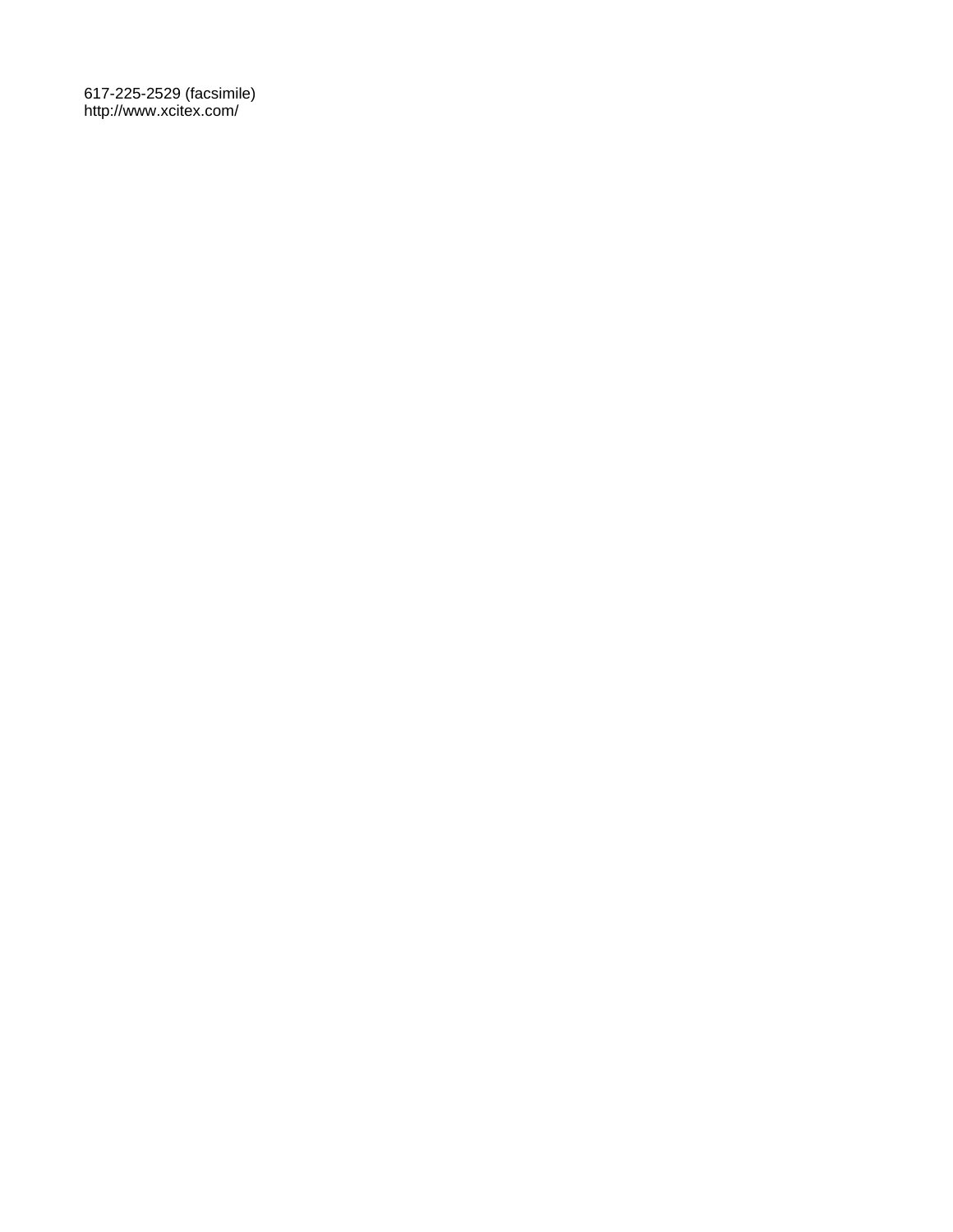617-225-2529 (facsimile)
http://www.xcitex.com/